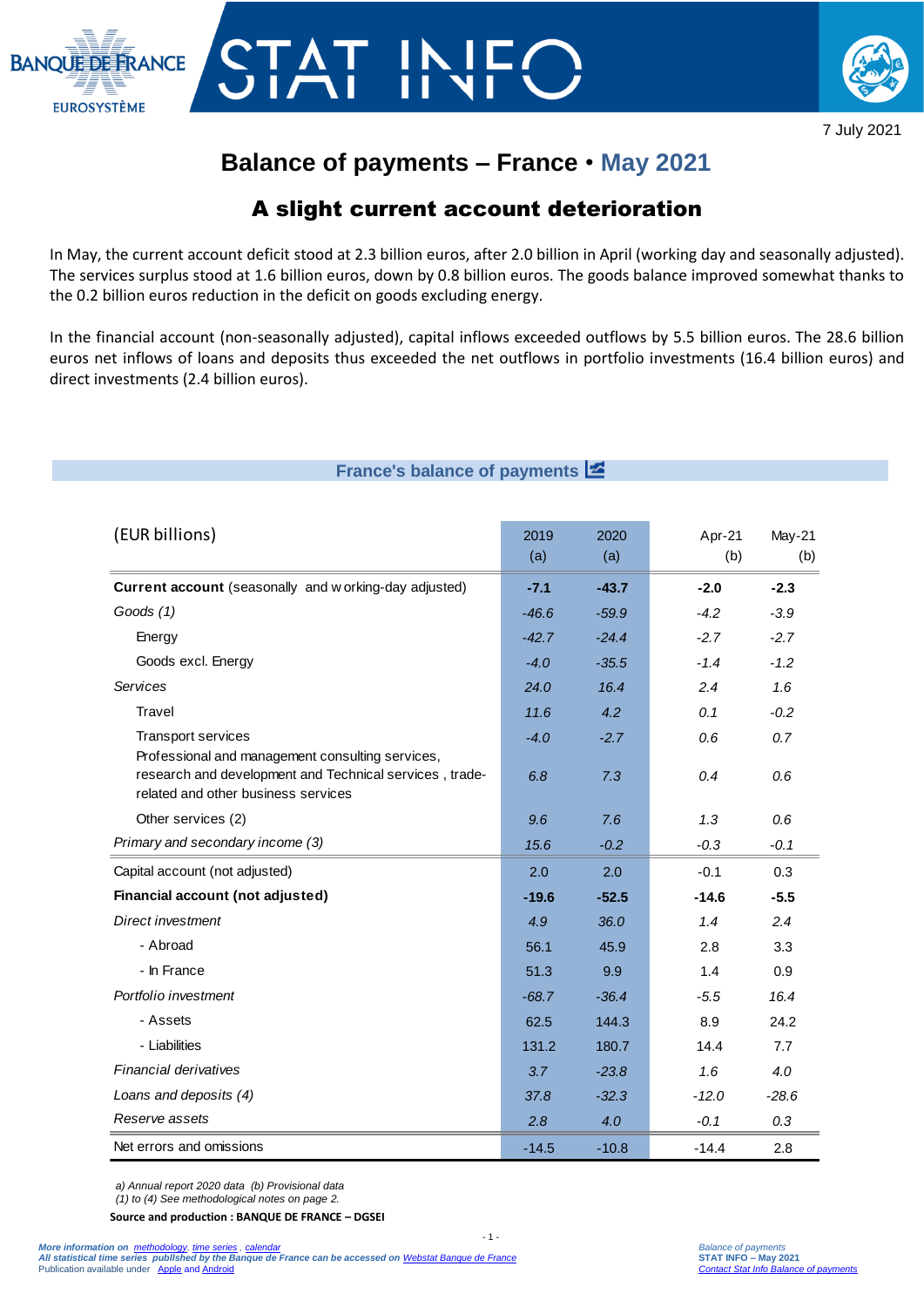7 July 2021

# Balance of payments – France • May 2021

## A slight current account deterioration

In May, the current account deficit stood at 2.3 billion euros, after 2.0 billion in April (working day and seasonally adjusted). The services surplus stood at 1.6 billion euros, down by 0.8 billion euros. The goods balance improved somewhat thanks to the 0.2 billion euros reduction in the deficit on goods excluding energy.

In the financial account (non-seasonally adjusted), capital inflows exceeded outflows by 5.5 billion euros. The 28.6 billion euros net inflows of loans and deposits thus exceeded the net outflows in portfolio investments (16.4 billion euros) and direct investments (2.4 billion euros).

### France's balance of payments

| (EUR billions) | 2019 (a) | 2020 (a) | Apr-21 (b) | May-21 (b) |
|---|---|---|---|---|
| **Current account** (seasonally and working-day adjusted) | **-7.1** | **-43.7** | **-2.0** | **-2.3** |
| *Goods (1)* | *-46.6* | *-59.9* | *-4.2* | *-3.9* |
| Energy | *-42.7* | *-24.4* | *-2.7* | *-2.7* |
| Goods excl. Energy | *-4.0* | *-35.5* | *-1.4* | *-1.2* |
| *Services* | *24.0* | *16.4* | *2.4* | *1.6* |
| Travel | *11.6* | *4.2* | *0.1* | *-0.2* |
| Transport services | *-4.0* | *-2.7* | *0.6* | *0.7* |
| Professional and management consulting services, research and development and Technical services , trade-related and other business services | *6.8* | *7.3* | *0.4* | *0.6* |
| Other services (2) | *9.6* | *7.6* | *1.3* | *0.6* |
| *Primary and secondary income (3)* | *15.6* | *-0.2* | *-0.3* | *-0.1* |
| Capital account (not adjusted) | 2.0 | 2.0 | -0.1 | 0.3 |
| **Financial account (not adjusted)** | **-19.6** | **-52.5** | **-14.6** | **-5.5** |
| *Direct investment* | *4.9* | *36.0* | *1.4* | *2.4* |
| - Abroad | 56.1 | 45.9 | 2.8 | 3.3 |
| - In France | 51.3 | 9.9 | 1.4 | 0.9 |
| *Portfolio investment* | *-68.7* | *-36.4* | *-5.5* | *16.4* |
| - Assets | 62.5 | 144.3 | 8.9 | 24.2 |
| - Liabilities | 131.2 | 180.7 | 14.4 | 7.7 |
| *Financial derivatives* | *3.7* | *-23.8* | *1.6* | *4.0* |
| *Loans and deposits (4)* | *37.8* | *-32.3* | *-12.0* | *-28.6* |
| *Reserve assets* | *2.8* | *4.0* | *-0.1* | *0.3* |
| Net errors and omissions | -14.5 | -10.8 | -14.4 | 2.8 |

*a) Annual report 2020 data (b) Provisional data*
*(1) to (4) See methodological notes on page 2.*

**Source and production : BANQUE DE FRANCE – DGSEI**

*More information on methodology, time series , calendar*
*All statistical time series published by the Banque de France can be accessed on Webstat Banque de France*
Publication available under Apple and Android

*Balance of payments*
**STAT INFO – May 2021**
*Contact Stat Info Balance of payments*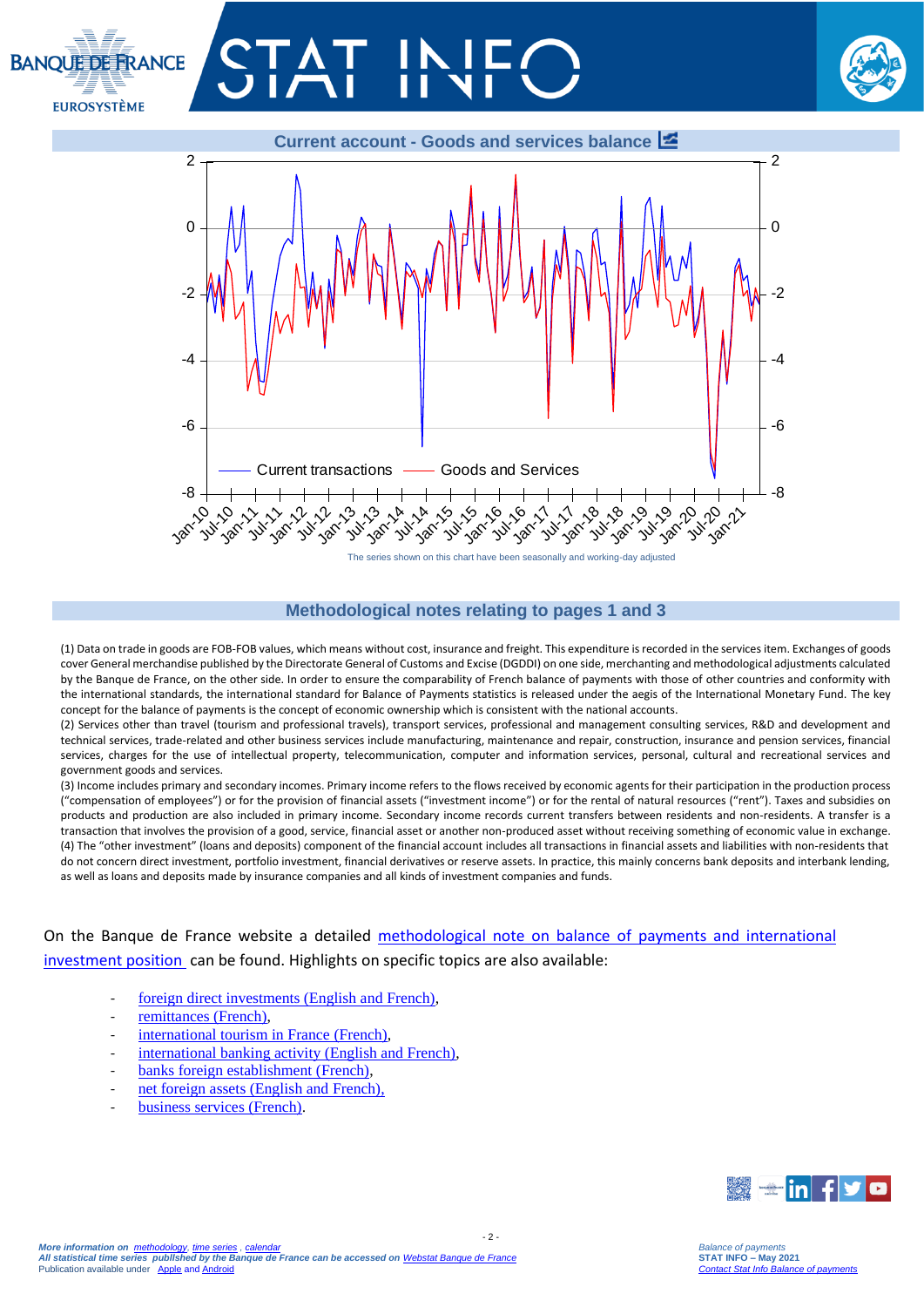## Current account - Goods and services balance

The series shown on this chart have been seasonally and working-day adjusted

## Methodological notes relating to pages 1 and 3

(1) Data on trade in goods are FOB-FOB values, which means without cost, insurance and freight. This expenditure is recorded in the services item. Exchanges of goods cover General merchandise published by the Directorate General of Customs and Excise (DGDDI) on one side, merchanting and methodological adjustments calculated by the Banque de France, on the other side. In order to ensure the comparability of French balance of payments with those of other countries and conformity with the international standards, the international standard for Balance of Payments statistics is released under the aegis of the International Monetary Fund. The key concept for the balance of payments is the concept of economic ownership which is consistent with the national accounts.
(2) Services other than travel (tourism and professional travels), transport services, professional and management consulting services, R&D and development and technical services, trade-related and other business services include manufacturing, maintenance and repair, construction, insurance and pension services, financial services, charges for the use of intellectual property, telecommunication, computer and information services, personal, cultural and recreational services and government goods and services.
(3) Income includes primary and secondary incomes. Primary income refers to the flows received by economic agents for their participation in the production process ("compensation of employees") or for the provision of financial assets ("investment income") or for the rental of natural resources ("rent"). Taxes and subsidies on products and production are also included in primary income. Secondary income records current transfers between residents and non-residents. A transfer is a transaction that involves the provision of a good, service, financial asset or another non-produced asset without receiving something of economic value in exchange.
(4) The "other investment" (loans and deposits) component of the financial account includes all transactions in financial assets and liabilities with non-residents that do not concern direct investment, portfolio investment, financial derivatives or reserve assets. In practice, this mainly concerns bank deposits and interbank lending, as well as loans and deposits made by insurance companies and all kinds of investment companies and funds.

On the Banque de France website a detailed methodological note on balance of payments and international investment position can be found. Highlights on specific topics are also available:

- foreign direct investments (English and French),
- remittances (French),
- international tourism in France (French),
- international banking activity (English and French),
- banks foreign establishment (French),
- net foreign assets (English and French),
- business services (French).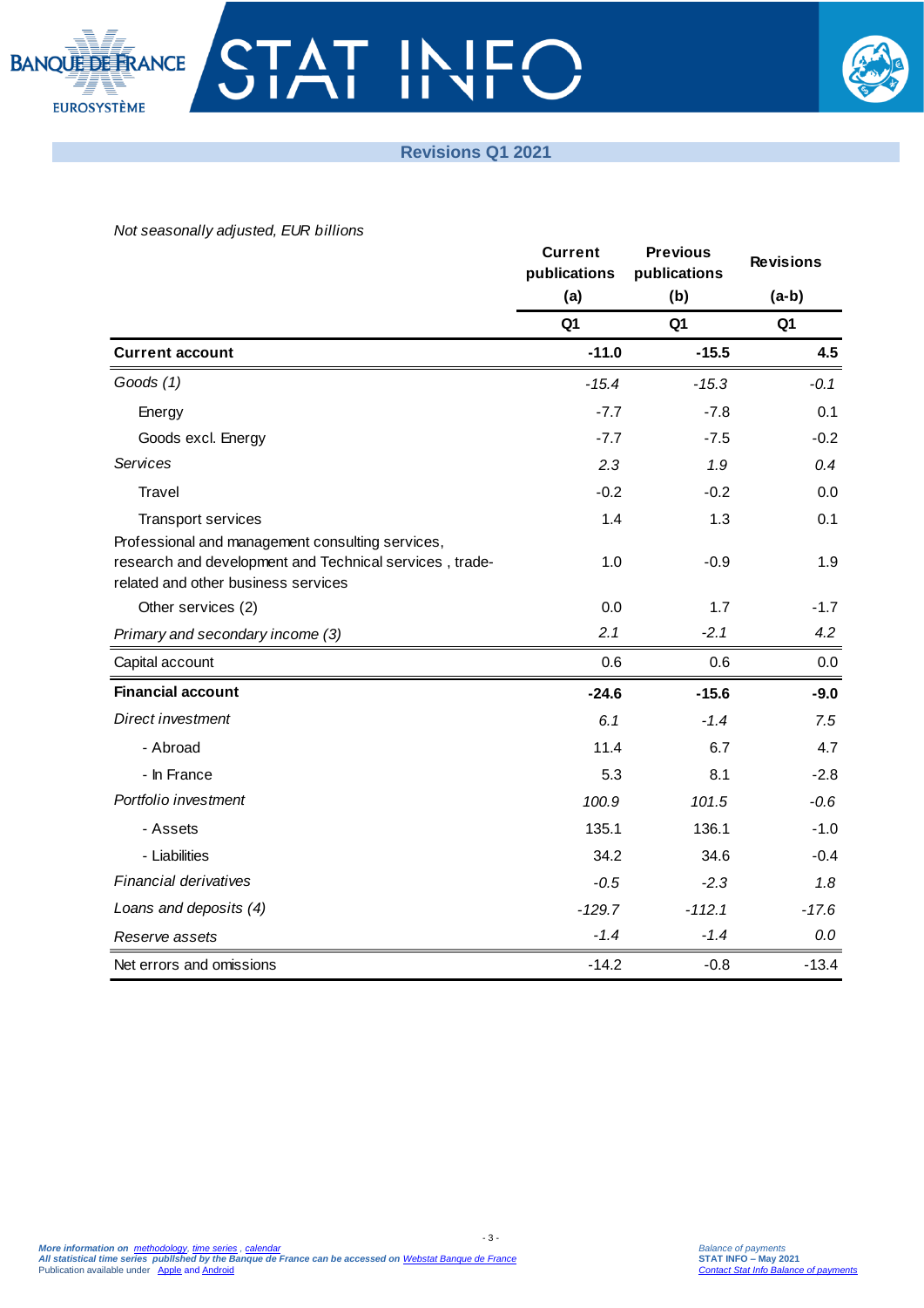## Revisions Q1 2021

*Not seasonally adjusted, EUR billions*

| | Current publications (a) | Previous publications (b) | Revisions (a-b) |
|---|---|---|---|
| | Q1 | Q1 | Q1 |
| **Current account** | **-11.0** | **-15.5** | **4.5** |
| *Goods (1)* | *-15.4* | *-15.3* | *-0.1* |
| Energy | -7.7 | -7.8 | 0.1 |
| Goods excl. Energy | -7.7 | -7.5 | -0.2 |
| *Services* | *2.3* | *1.9* | *0.4* |
| Travel | -0.2 | -0.2 | 0.0 |
| Transport services | 1.4 | 1.3 | 0.1 |
| Professional and management consulting services, research and development and Technical services , trade-related and other business services | 1.0 | -0.9 | 1.9 |
| Other services (2) | 0.0 | 1.7 | -1.7 |
| *Primary and secondary income (3)* | *2.1* | *-2.1* | *4.2* |
| Capital account | 0.6 | 0.6 | 0.0 |
| **Financial account** | **-24.6** | **-15.6** | **-9.0** |
| *Direct investment* | *6.1* | *-1.4* | *7.5* |
| - Abroad | 11.4 | 6.7 | 4.7 |
| - In France | 5.3 | 8.1 | -2.8 |
| *Portfolio investment* | *100.9* | *101.5* | *-0.6* |
| - Assets | 135.1 | 136.1 | -1.0 |
| - Liabilities | 34.2 | 34.6 | -0.4 |
| *Financial derivatives* | *-0.5* | *-2.3* | *1.8* |
| *Loans and deposits (4)* | *-129.7* | *-112.1* | *-17.6* |
| *Reserve assets* | *-1.4* | *-1.4* | *0.0* |
| Net errors and omissions | -14.2 | -0.8 | -13.4 |